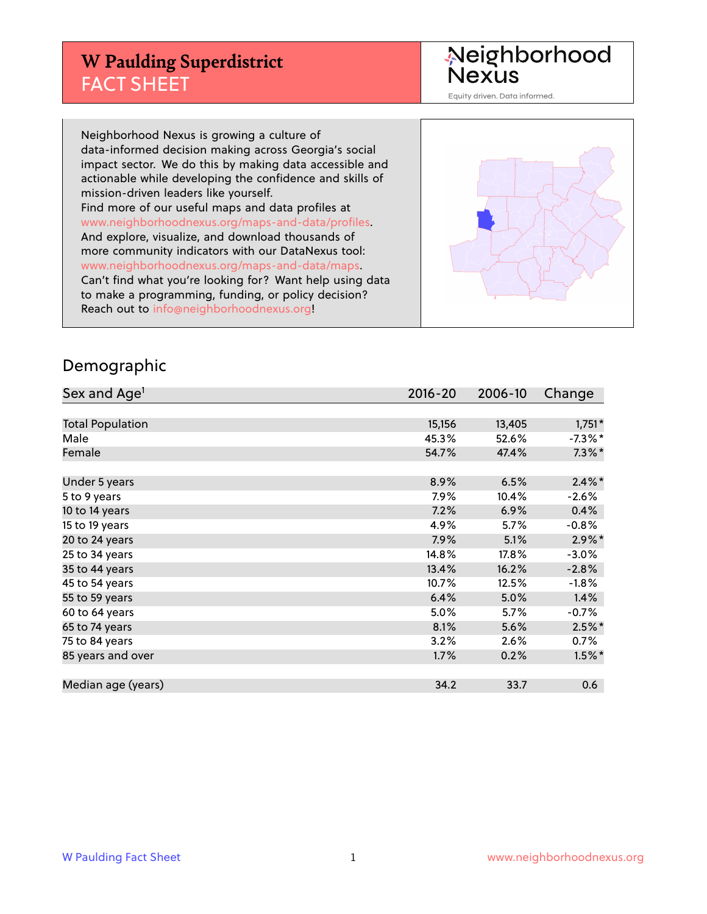# W Paulding Superdistrict
## FACT SHEET

Neighborhood Nexus

Equity driven. Data informed.

Neighborhood Nexus is growing a culture of data-informed decision making across Georgia's social impact sector. We do this by making data accessible and actionable while developing the confidence and skills of mission-driven leaders like yourself.
Find more of our useful maps and data profiles at www.neighborhoodnexus.org/maps-and-data/profiles.
And explore, visualize, and download thousands of more community indicators with our DataNexus tool: www.neighborhoodnexus.org/maps-and-data/maps.
Can't find what you're looking for? Want help using data to make a programming, funding, or policy decision? Reach out to info@neighborhoodnexus.org!

## Demographic

| Sex and Age[1] | 2016-20 | 2006-10 | Change |
|---|---|---|---|
| Total Population | 15,156 | 13,405 | 1,751* |
| Male | 45.3% | 52.6% | -7.3%* |
| Female | 54.7% | 47.4% | 7.3%* |
| | | | |
| Under 5 years | 8.9% | 6.5% | 2.4%* |
| 5 to 9 years | 7.9% | 10.4% | -2.6% |
| 10 to 14 years | 7.2% | 6.9% | 0.4% |
| 15 to 19 years | 4.9% | 5.7% | -0.8% |
| 20 to 24 years | 7.9% | 5.1% | 2.9%* |
| 25 to 34 years | 14.8% | 17.8% | -3.0% |
| 35 to 44 years | 13.4% | 16.2% | -2.8% |
| 45 to 54 years | 10.7% | 12.5% | -1.8% |
| 55 to 59 years | 6.4% | 5.0% | 1.4% |
| 60 to 64 years | 5.0% | 5.7% | -0.7% |
| 65 to 74 years | 8.1% | 5.6% | 2.5%* |
| 75 to 84 years | 3.2% | 2.6% | 0.7% |
| 85 years and over | 1.7% | 0.2% | 1.5%* |
| | | | |
| Median age (years) | 34.2 | 33.7 | 0.6 |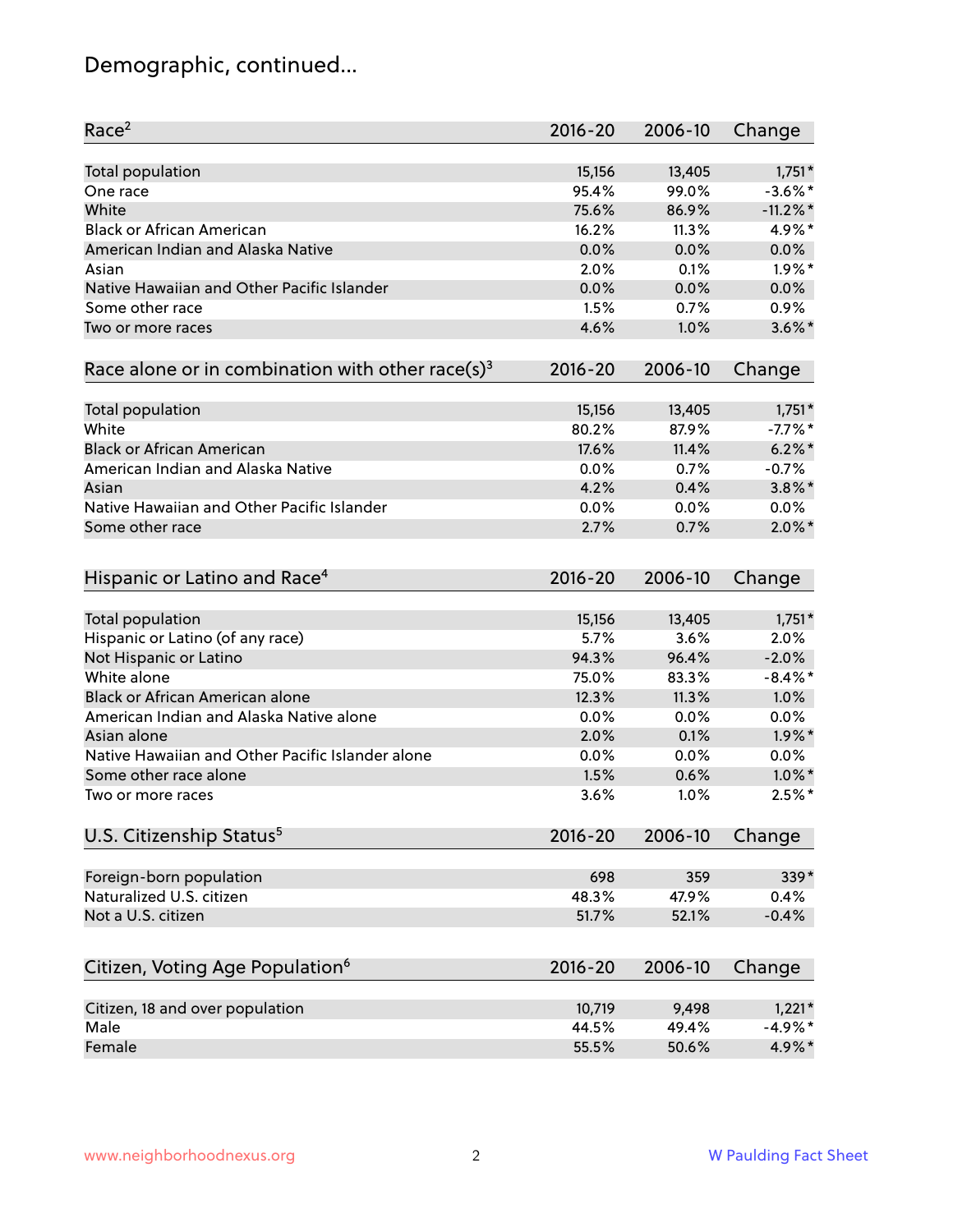# Demographic, continued...

| Race[2] | 2016-20 | 2006-10 | Change |
|---|---|---|---|
| Total population | 15,156 | 13,405 | 1,751* |
| One race | 95.4% | 99.0% | -3.6%* |
| White | 75.6% | 86.9% | -11.2%* |
| Black or African American | 16.2% | 11.3% | 4.9%* |
| American Indian and Alaska Native | 0.0% | 0.0% | 0.0% |
| Asian | 2.0% | 0.1% | 1.9%* |
| Native Hawaiian and Other Pacific Islander | 0.0% | 0.0% | 0.0% |
| Some other race | 1.5% | 0.7% | 0.9% |
| Two or more races | 4.6% | 1.0% | 3.6%* |

| Race alone or in combination with other race(s)[3] | 2016-20 | 2006-10 | Change |
|---|---|---|---|
| Total population | 15,156 | 13,405 | 1,751* |
| White | 80.2% | 87.9% | -7.7%* |
| Black or African American | 17.6% | 11.4% | 6.2%* |
| American Indian and Alaska Native | 0.0% | 0.7% | -0.7% |
| Asian | 4.2% | 0.4% | 3.8%* |
| Native Hawaiian and Other Pacific Islander | 0.0% | 0.0% | 0.0% |
| Some other race | 2.7% | 0.7% | 2.0%* |

| Hispanic or Latino and Race[4] | 2016-20 | 2006-10 | Change |
|---|---|---|---|
| Total population | 15,156 | 13,405 | 1,751* |
| Hispanic or Latino (of any race) | 5.7% | 3.6% | 2.0% |
| Not Hispanic or Latino | 94.3% | 96.4% | -2.0% |
| White alone | 75.0% | 83.3% | -8.4%* |
| Black or African American alone | 12.3% | 11.3% | 1.0% |
| American Indian and Alaska Native alone | 0.0% | 0.0% | 0.0% |
| Asian alone | 2.0% | 0.1% | 1.9%* |
| Native Hawaiian and Other Pacific Islander alone | 0.0% | 0.0% | 0.0% |
| Some other race alone | 1.5% | 0.6% | 1.0%* |
| Two or more races | 3.6% | 1.0% | 2.5%* |

| U.S. Citizenship Status[5] | 2016-20 | 2006-10 | Change |
|---|---|---|---|
| Foreign-born population | 698 | 359 | 339* |
| Naturalized U.S. citizen | 48.3% | 47.9% | 0.4% |
| Not a U.S. citizen | 51.7% | 52.1% | -0.4% |

| Citizen, Voting Age Population[6] | 2016-20 | 2006-10 | Change |
|---|---|---|---|
| Citizen, 18 and over population | 10,719 | 9,498 | 1,221* |
| Male | 44.5% | 49.4% | -4.9%* |
| Female | 55.5% | 50.6% | 4.9%* |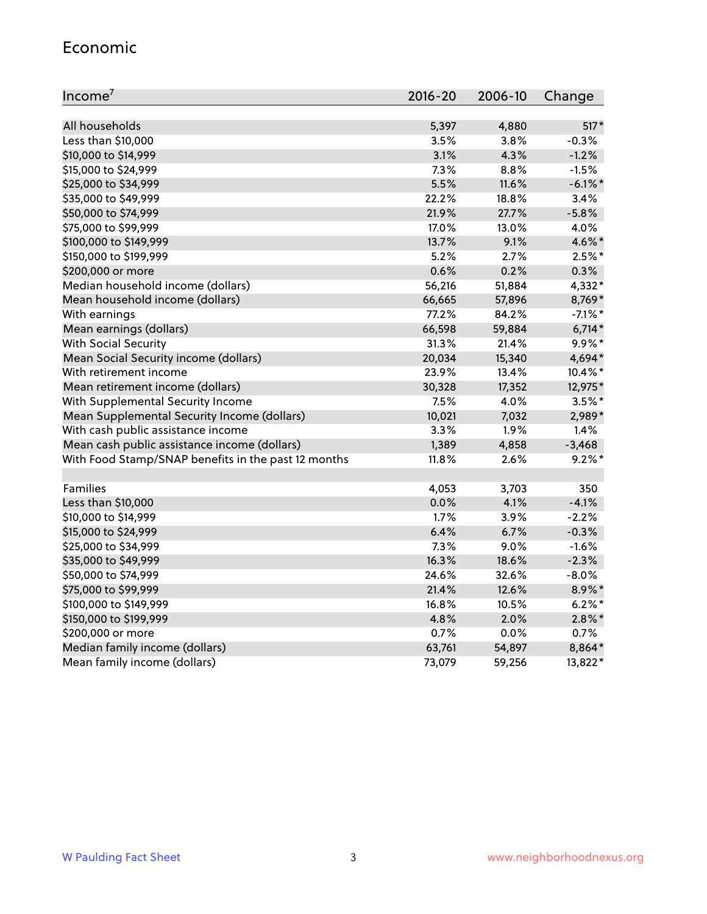## Economic

| Income[7] | 2016-20 | 2006-10 | Change |
|---|---|---|---|
| All households | 5,397 | 4,880 | 517* |
| Less than $10,000 | 3.5% | 3.8% | -0.3% |
| $10,000 to $14,999 | 3.1% | 4.3% | -1.2% |
| $15,000 to $24,999 | 7.3% | 8.8% | -1.5% |
| $25,000 to $34,999 | 5.5% | 11.6% | -6.1%* |
| $35,000 to $49,999 | 22.2% | 18.8% | 3.4% |
| $50,000 to $74,999 | 21.9% | 27.7% | -5.8% |
| $75,000 to $99,999 | 17.0% | 13.0% | 4.0% |
| $100,000 to $149,999 | 13.7% | 9.1% | 4.6%* |
| $150,000 to $199,999 | 5.2% | 2.7% | 2.5%* |
| $200,000 or more | 0.6% | 0.2% | 0.3% |
| Median household income (dollars) | 56,216 | 51,884 | 4,332* |
| Mean household income (dollars) | 66,665 | 57,896 | 8,769* |
| With earnings | 77.2% | 84.2% | -7.1%* |
| Mean earnings (dollars) | 66,598 | 59,884 | 6,714* |
| With Social Security | 31.3% | 21.4% | 9.9%* |
| Mean Social Security income (dollars) | 20,034 | 15,340 | 4,694* |
| With retirement income | 23.9% | 13.4% | 10.4%* |
| Mean retirement income (dollars) | 30,328 | 17,352 | 12,975* |
| With Supplemental Security Income | 7.5% | 4.0% | 3.5%* |
| Mean Supplemental Security Income (dollars) | 10,021 | 7,032 | 2,989* |
| With cash public assistance income | 3.3% | 1.9% | 1.4% |
| Mean cash public assistance income (dollars) | 1,389 | 4,858 | -3,468 |
| With Food Stamp/SNAP benefits in the past 12 months | 11.8% | 2.6% | 9.2%* |
| | | | |
| Families | 4,053 | 3,703 | 350 |
| Less than $10,000 | 0.0% | 4.1% | -4.1% |
| $10,000 to $14,999 | 1.7% | 3.9% | -2.2% |
| $15,000 to $24,999 | 6.4% | 6.7% | -0.3% |
| $25,000 to $34,999 | 7.3% | 9.0% | -1.6% |
| $35,000 to $49,999 | 16.3% | 18.6% | -2.3% |
| $50,000 to $74,999 | 24.6% | 32.6% | -8.0% |
| $75,000 to $99,999 | 21.4% | 12.6% | 8.9%* |
| $100,000 to $149,999 | 16.8% | 10.5% | 6.2%* |
| $150,000 to $199,999 | 4.8% | 2.0% | 2.8%* |
| $200,000 or more | 0.7% | 0.0% | 0.7% |
| Median family income (dollars) | 63,761 | 54,897 | 8,864* |
| Mean family income (dollars) | 73,079 | 59,256 | 13,822* |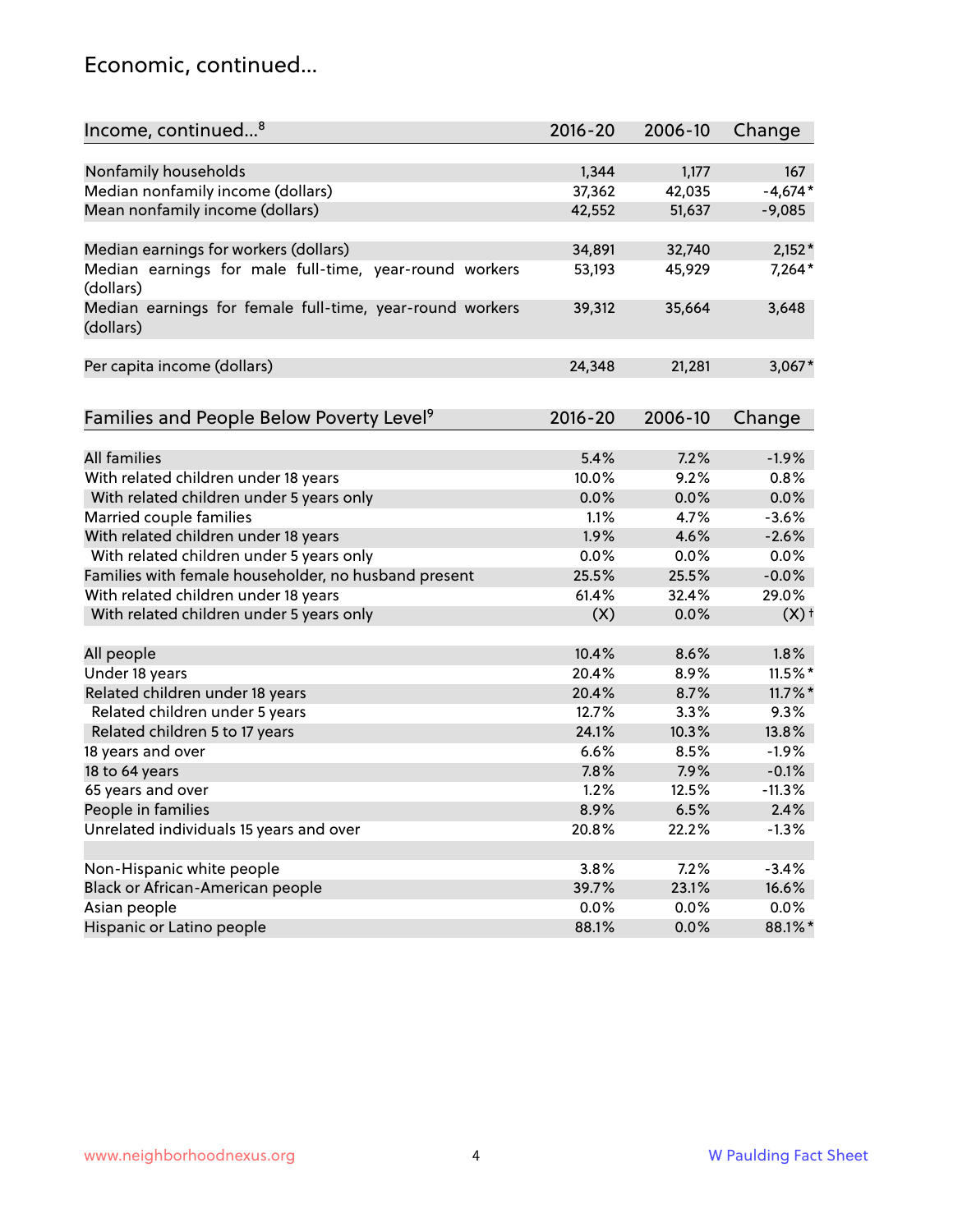## Economic, continued...

| Income, continued...[8] | 2016-20 | 2006-10 | Change |
|---|---|---|---|
| Nonfamily households | 1,344 | 1,177 | 167 |
| Median nonfamily income (dollars) | 37,362 | 42,035 | -4,674* |
| Mean nonfamily income (dollars) | 42,552 | 51,637 | -9,085 |
| Median earnings for workers (dollars) | 34,891 | 32,740 | 2,152* |
| Median earnings for male full-time, year-round workers (dollars) | 53,193 | 45,929 | 7,264* |
| Median earnings for female full-time, year-round workers (dollars) | 39,312 | 35,664 | 3,648 |
| Per capita income (dollars) | 24,348 | 21,281 | 3,067* |

| Families and People Below Poverty Level[9] | 2016-20 | 2006-10 | Change |
|---|---|---|---|
| All families | 5.4% | 7.2% | -1.9% |
| With related children under 18 years | 10.0% | 9.2% | 0.8% |
| With related children under 5 years only | 0.0% | 0.0% | 0.0% |
| Married couple families | 1.1% | 4.7% | -3.6% |
| With related children under 18 years | 1.9% | 4.6% | -2.6% |
| With related children under 5 years only | 0.0% | 0.0% | 0.0% |
| Families with female householder, no husband present | 25.5% | 25.5% | -0.0% |
| With related children under 18 years | 61.4% | 32.4% | 29.0% |
| With related children under 5 years only | (X) | 0.0% | (X)† |
| All people | 10.4% | 8.6% | 1.8% |
| Under 18 years | 20.4% | 8.9% | 11.5%* |
| Related children under 18 years | 20.4% | 8.7% | 11.7%* |
| Related children under 5 years | 12.7% | 3.3% | 9.3% |
| Related children 5 to 17 years | 24.1% | 10.3% | 13.8% |
| 18 years and over | 6.6% | 8.5% | -1.9% |
| 18 to 64 years | 7.8% | 7.9% | -0.1% |
| 65 years and over | 1.2% | 12.5% | -11.3% |
| People in families | 8.9% | 6.5% | 2.4% |
| Unrelated individuals 15 years and over | 20.8% | 22.2% | -1.3% |
| Non-Hispanic white people | 3.8% | 7.2% | -3.4% |
| Black or African-American people | 39.7% | 23.1% | 16.6% |
| Asian people | 0.0% | 0.0% | 0.0% |
| Hispanic or Latino people | 88.1% | 0.0% | 88.1%* |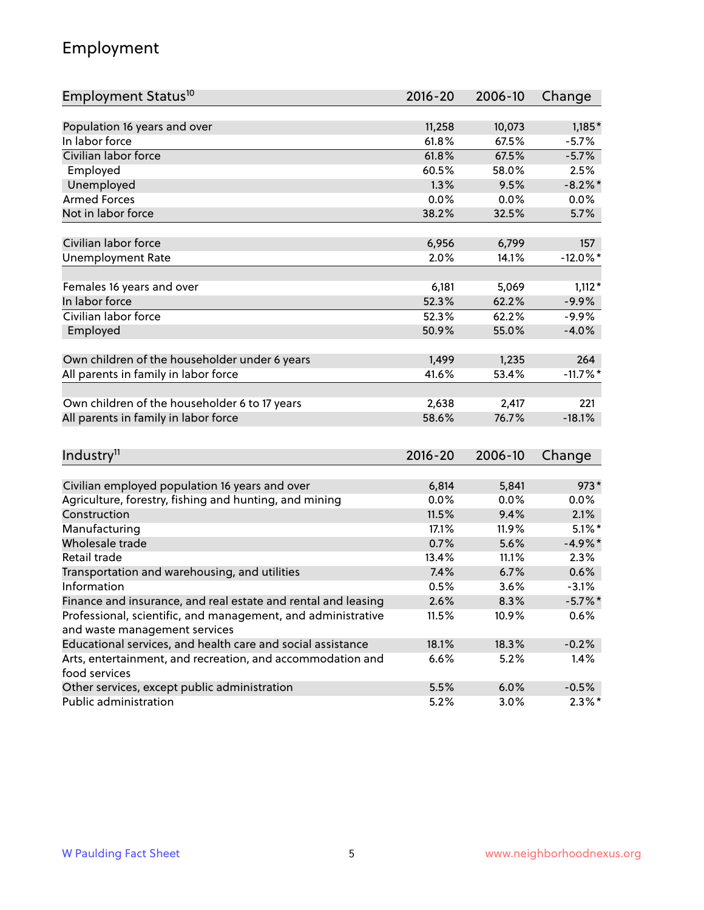## Employment

| Employment Status[10] | 2016-20 | 2006-10 | Change |
|---|---|---|---|
| Population 16 years and over | 11,258 | 10,073 | 1,185* |
| In labor force | 61.8% | 67.5% | -5.7% |
| Civilian labor force | 61.8% | 67.5% | -5.7% |
| Employed | 60.5% | 58.0% | 2.5% |
| Unemployed | 1.3% | 9.5% | -8.2%* |
| Armed Forces | 0.0% | 0.0% | 0.0% |
| Not in labor force | 38.2% | 32.5% | 5.7% |
| | | | |
| Civilian labor force | 6,956 | 6,799 | 157 |
| Unemployment Rate | 2.0% | 14.1% | -12.0%* |
| | | | |
| Females 16 years and over | 6,181 | 5,069 | 1,112* |
| In labor force | 52.3% | 62.2% | -9.9% |
| Civilian labor force | 52.3% | 62.2% | -9.9% |
| Employed | 50.9% | 55.0% | -4.0% |
| | | | |
| Own children of the householder under 6 years | 1,499 | 1,235 | 264 |
| All parents in family in labor force | 41.6% | 53.4% | -11.7%* |
| | | | |
| Own children of the householder 6 to 17 years | 2,638 | 2,417 | 221 |
| All parents in family in labor force | 58.6% | 76.7% | -18.1% |

| Industry[11] | 2016-20 | 2006-10 | Change |
|---|---|---|---|
| Civilian employed population 16 years and over | 6,814 | 5,841 | 973* |
| Agriculture, forestry, fishing and hunting, and mining | 0.0% | 0.0% | 0.0% |
| Construction | 11.5% | 9.4% | 2.1% |
| Manufacturing | 17.1% | 11.9% | 5.1%* |
| Wholesale trade | 0.7% | 5.6% | -4.9%* |
| Retail trade | 13.4% | 11.1% | 2.3% |
| Transportation and warehousing, and utilities | 7.4% | 6.7% | 0.6% |
| Information | 0.5% | 3.6% | -3.1% |
| Finance and insurance, and real estate and rental and leasing | 2.6% | 8.3% | -5.7%* |
| Professional, scientific, and management, and administrative and waste management services | 11.5% | 10.9% | 0.6% |
| Educational services, and health care and social assistance | 18.1% | 18.3% | -0.2% |
| Arts, entertainment, and recreation, and accommodation and food services | 6.6% | 5.2% | 1.4% |
| Other services, except public administration | 5.5% | 6.0% | -0.5% |
| Public administration | 5.2% | 3.0% | 2.3%* |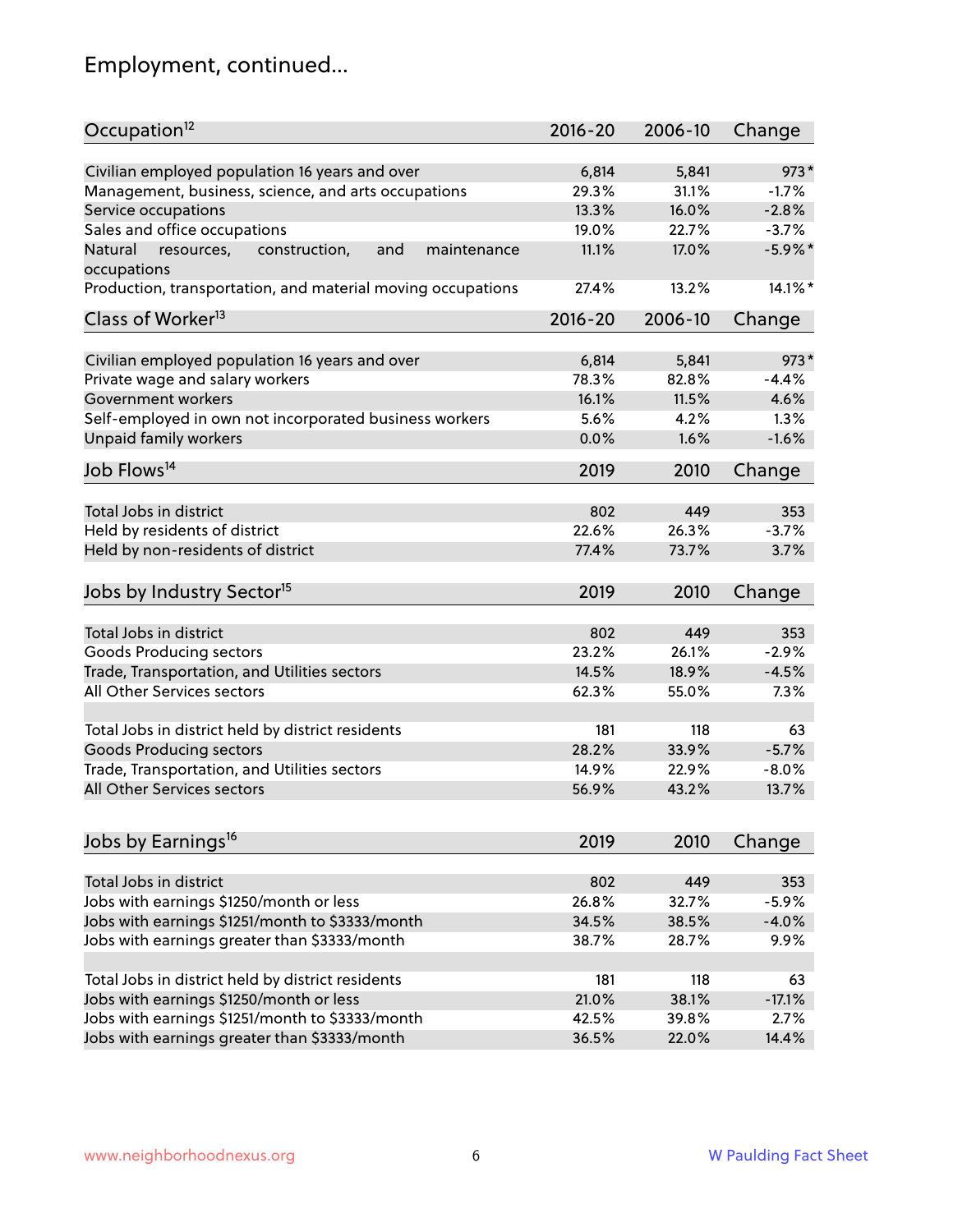# Employment, continued...

| Occupation[12] | 2016-20 | 2006-10 | Change |
|---|---|---|---|
| Civilian employed population 16 years and over | 6,814 | 5,841 | 973* |
| Management, business, science, and arts occupations | 29.3% | 31.1% | -1.7% |
| Service occupations | 13.3% | 16.0% | -2.8% |
| Sales and office occupations | 19.0% | 22.7% | -3.7% |
| Natural resources, construction, and maintenance occupations | 11.1% | 17.0% | -5.9%* |
| Production, transportation, and material moving occupations | 27.4% | 13.2% | 14.1%* |

| Class of Worker[13] | 2016-20 | 2006-10 | Change |
|---|---|---|---|
| Civilian employed population 16 years and over | 6,814 | 5,841 | 973* |
| Private wage and salary workers | 78.3% | 82.8% | -4.4% |
| Government workers | 16.1% | 11.5% | 4.6% |
| Self-employed in own not incorporated business workers | 5.6% | 4.2% | 1.3% |
| Unpaid family workers | 0.0% | 1.6% | -1.6% |

| Job Flows[14] | 2019 | 2010 | Change |
|---|---|---|---|
| Total Jobs in district | 802 | 449 | 353 |
| Held by residents of district | 22.6% | 26.3% | -3.7% |
| Held by non-residents of district | 77.4% | 73.7% | 3.7% |

| Jobs by Industry Sector[15] | 2019 | 2010 | Change |
|---|---|---|---|
| Total Jobs in district | 802 | 449 | 353 |
| Goods Producing sectors | 23.2% | 26.1% | -2.9% |
| Trade, Transportation, and Utilities sectors | 14.5% | 18.9% | -4.5% |
| All Other Services sectors | 62.3% | 55.0% | 7.3% |
| | | | |
| Total Jobs in district held by district residents | 181 | 118 | 63 |
| Goods Producing sectors | 28.2% | 33.9% | -5.7% |
| Trade, Transportation, and Utilities sectors | 14.9% | 22.9% | -8.0% |
| All Other Services sectors | 56.9% | 43.2% | 13.7% |

| Jobs by Earnings[16] | 2019 | 2010 | Change |
|---|---|---|---|
| Total Jobs in district | 802 | 449 | 353 |
| Jobs with earnings $1250/month or less | 26.8% | 32.7% | -5.9% |
| Jobs with earnings $1251/month to $3333/month | 34.5% | 38.5% | -4.0% |
| Jobs with earnings greater than $3333/month | 38.7% | 28.7% | 9.9% |
| | | | |
| Total Jobs in district held by district residents | 181 | 118 | 63 |
| Jobs with earnings $1250/month or less | 21.0% | 38.1% | -17.1% |
| Jobs with earnings $1251/month to $3333/month | 42.5% | 39.8% | 2.7% |
| Jobs with earnings greater than $3333/month | 36.5% | 22.0% | 14.4% |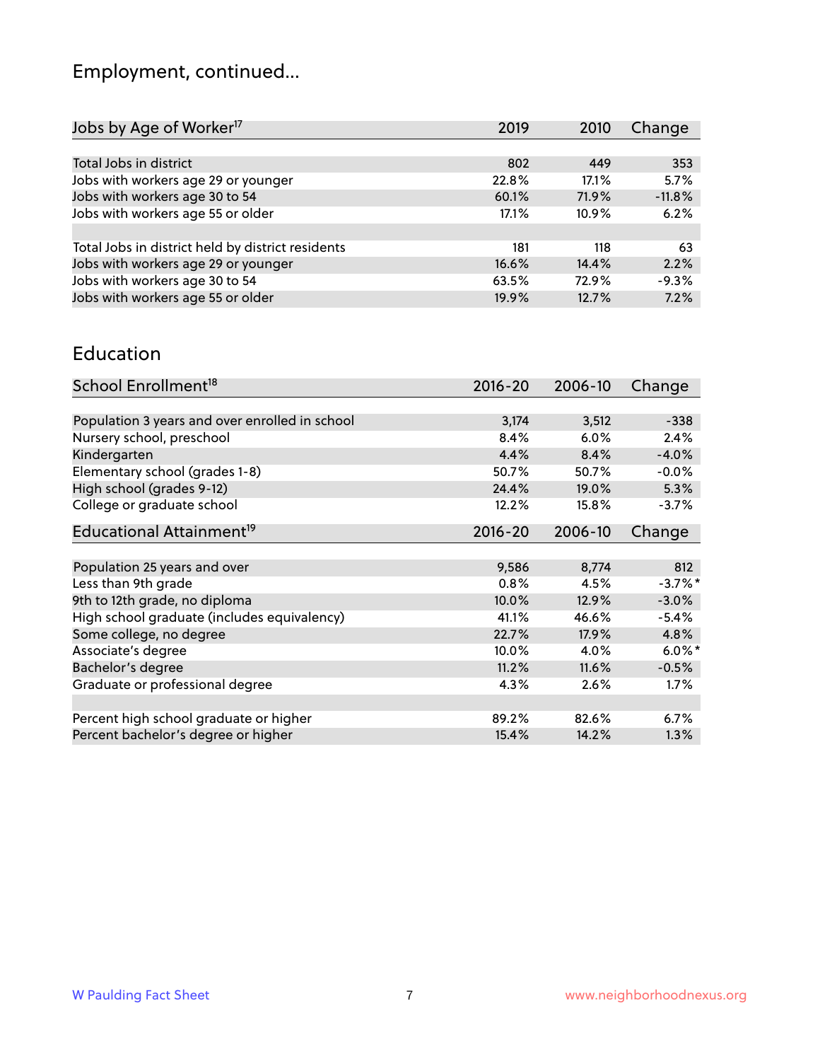## Employment, continued...

| Jobs by Age of Worker[17] | 2019 | 2010 | Change |
|---|---|---|---|
| Total Jobs in district | 802 | 449 | 353 |
| Jobs with workers age 29 or younger | 22.8% | 17.1% | 5.7% |
| Jobs with workers age 30 to 54 | 60.1% | 71.9% | -11.8% |
| Jobs with workers age 55 or older | 17.1% | 10.9% | 6.2% |
| | | | |
| Total Jobs in district held by district residents | 181 | 118 | 63 |
| Jobs with workers age 29 or younger | 16.6% | 14.4% | 2.2% |
| Jobs with workers age 30 to 54 | 63.5% | 72.9% | -9.3% |
| Jobs with workers age 55 or older | 19.9% | 12.7% | 7.2% |

## Education

| School Enrollment[18] | 2016-20 | 2006-10 | Change |
|---|---|---|---|
| Population 3 years and over enrolled in school | 3,174 | 3,512 | -338 |
| Nursery school, preschool | 8.4% | 6.0% | 2.4% |
| Kindergarten | 4.4% | 8.4% | -4.0% |
| Elementary school (grades 1-8) | 50.7% | 50.7% | -0.0% |
| High school (grades 9-12) | 24.4% | 19.0% | 5.3% |
| College or graduate school | 12.2% | 15.8% | -3.7% |

| Educational Attainment[19] | 2016-20 | 2006-10 | Change |
|---|---|---|---|
| Population 25 years and over | 9,586 | 8,774 | 812 |
| Less than 9th grade | 0.8% | 4.5% | -3.7%* |
| 9th to 12th grade, no diploma | 10.0% | 12.9% | -3.0% |
| High school graduate (includes equivalency) | 41.1% | 46.6% | -5.4% |
| Some college, no degree | 22.7% | 17.9% | 4.8% |
| Associate's degree | 10.0% | 4.0% | 6.0%* |
| Bachelor's degree | 11.2% | 11.6% | -0.5% |
| Graduate or professional degree | 4.3% | 2.6% | 1.7% |
| | | | |
| Percent high school graduate or higher | 89.2% | 82.6% | 6.7% |
| Percent bachelor's degree or higher | 15.4% | 14.2% | 1.3% |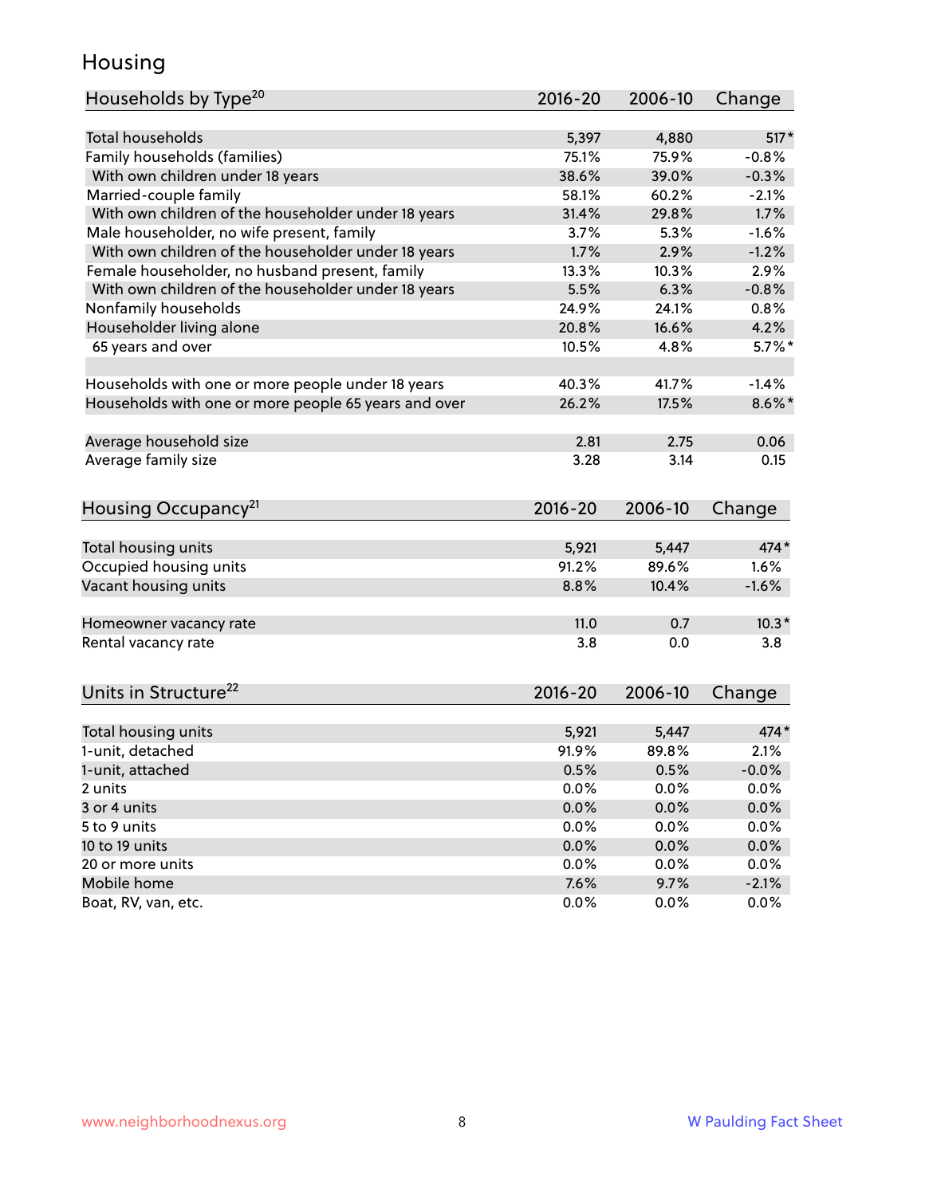## Housing

| Households by Type[20] | 2016-20 | 2006-10 | Change |
|---|---|---|---|
| Total households | 5,397 | 4,880 | 517* |
| Family households (families) | 75.1% | 75.9% | -0.8% |
| With own children under 18 years | 38.6% | 39.0% | -0.3% |
| Married-couple family | 58.1% | 60.2% | -2.1% |
| With own children of the householder under 18 years | 31.4% | 29.8% | 1.7% |
| Male householder, no wife present, family | 3.7% | 5.3% | -1.6% |
| With own children of the householder under 18 years | 1.7% | 2.9% | -1.2% |
| Female householder, no husband present, family | 13.3% | 10.3% | 2.9% |
| With own children of the householder under 18 years | 5.5% | 6.3% | -0.8% |
| Nonfamily households | 24.9% | 24.1% | 0.8% |
| Householder living alone | 20.8% | 16.6% | 4.2% |
| 65 years and over | 10.5% | 4.8% | 5.7%* |
| | | | |
| Households with one or more people under 18 years | 40.3% | 41.7% | -1.4% |
| Households with one or more people 65 years and over | 26.2% | 17.5% | 8.6%* |
| | | | |
| Average household size | 2.81 | 2.75 | 0.06 |
| Average family size | 3.28 | 3.14 | 0.15 |

| Housing Occupancy[21] | 2016-20 | 2006-10 | Change |
|---|---|---|---|
| Total housing units | 5,921 | 5,447 | 474* |
| Occupied housing units | 91.2% | 89.6% | 1.6% |
| Vacant housing units | 8.8% | 10.4% | -1.6% |
| | | | |
| Homeowner vacancy rate | 11.0 | 0.7 | 10.3* |
| Rental vacancy rate | 3.8 | 0.0 | 3.8 |

| Units in Structure[22] | 2016-20 | 2006-10 | Change |
|---|---|---|---|
| Total housing units | 5,921 | 5,447 | 474* |
| 1-unit, detached | 91.9% | 89.8% | 2.1% |
| 1-unit, attached | 0.5% | 0.5% | -0.0% |
| 2 units | 0.0% | 0.0% | 0.0% |
| 3 or 4 units | 0.0% | 0.0% | 0.0% |
| 5 to 9 units | 0.0% | 0.0% | 0.0% |
| 10 to 19 units | 0.0% | 0.0% | 0.0% |
| 20 or more units | 0.0% | 0.0% | 0.0% |
| Mobile home | 7.6% | 9.7% | -2.1% |
| Boat, RV, van, etc. | 0.0% | 0.0% | 0.0% |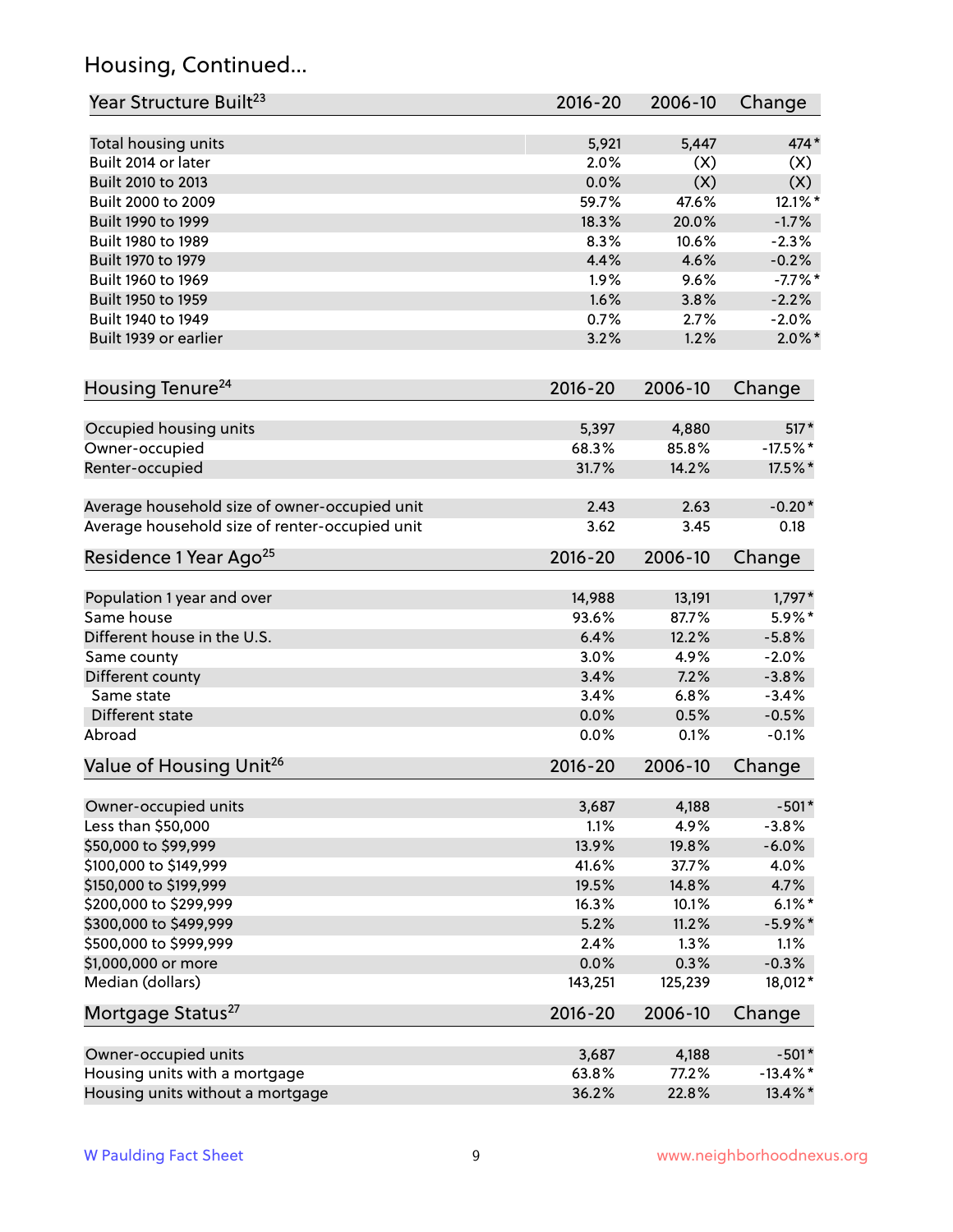## Housing, Continued...

| Year Structure Built[23] | 2016-20 | 2006-10 | Change |
|---|---|---|---|
| Total housing units | 5,921 | 5,447 | 474* |
| Built 2014 or later | 2.0% | (X) | (X) |
| Built 2010 to 2013 | 0.0% | (X) | (X) |
| Built 2000 to 2009 | 59.7% | 47.6% | 12.1%* |
| Built 1990 to 1999 | 18.3% | 20.0% | -1.7% |
| Built 1980 to 1989 | 8.3% | 10.6% | -2.3% |
| Built 1970 to 1979 | 4.4% | 4.6% | -0.2% |
| Built 1960 to 1969 | 1.9% | 9.6% | -7.7%* |
| Built 1950 to 1959 | 1.6% | 3.8% | -2.2% |
| Built 1940 to 1949 | 0.7% | 2.7% | -2.0% |
| Built 1939 or earlier | 3.2% | 1.2% | 2.0%* |

| Housing Tenure[24] | 2016-20 | 2006-10 | Change |
|---|---|---|---|
| Occupied housing units | 5,397 | 4,880 | 517* |
| Owner-occupied | 68.3% | 85.8% | -17.5%* |
| Renter-occupied | 31.7% | 14.2% | 17.5%* |
| Average household size of owner-occupied unit | 2.43 | 2.63 | -0.20* |
| Average household size of renter-occupied unit | 3.62 | 3.45 | 0.18 |

| Residence 1 Year Ago[25] | 2016-20 | 2006-10 | Change |
|---|---|---|---|
| Population 1 year and over | 14,988 | 13,191 | 1,797* |
| Same house | 93.6% | 87.7% | 5.9%* |
| Different house in the U.S. | 6.4% | 12.2% | -5.8% |
| Same county | 3.0% | 4.9% | -2.0% |
| Different county | 3.4% | 7.2% | -3.8% |
| Same state | 3.4% | 6.8% | -3.4% |
| Different state | 0.0% | 0.5% | -0.5% |
| Abroad | 0.0% | 0.1% | -0.1% |

| Value of Housing Unit[26] | 2016-20 | 2006-10 | Change |
|---|---|---|---|
| Owner-occupied units | 3,687 | 4,188 | -501* |
| Less than $50,000 | 1.1% | 4.9% | -3.8% |
| $50,000 to $99,999 | 13.9% | 19.8% | -6.0% |
| $100,000 to $149,999 | 41.6% | 37.7% | 4.0% |
| $150,000 to $199,999 | 19.5% | 14.8% | 4.7% |
| $200,000 to $299,999 | 16.3% | 10.1% | 6.1%* |
| $300,000 to $499,999 | 5.2% | 11.2% | -5.9%* |
| $500,000 to $999,999 | 2.4% | 1.3% | 1.1% |
| $1,000,000 or more | 0.0% | 0.3% | -0.3% |
| Median (dollars) | 143,251 | 125,239 | 18,012* |

| Mortgage Status[27] | 2016-20 | 2006-10 | Change |
|---|---|---|---|
| Owner-occupied units | 3,687 | 4,188 | -501* |
| Housing units with a mortgage | 63.8% | 77.2% | -13.4%* |
| Housing units without a mortgage | 36.2% | 22.8% | 13.4%* |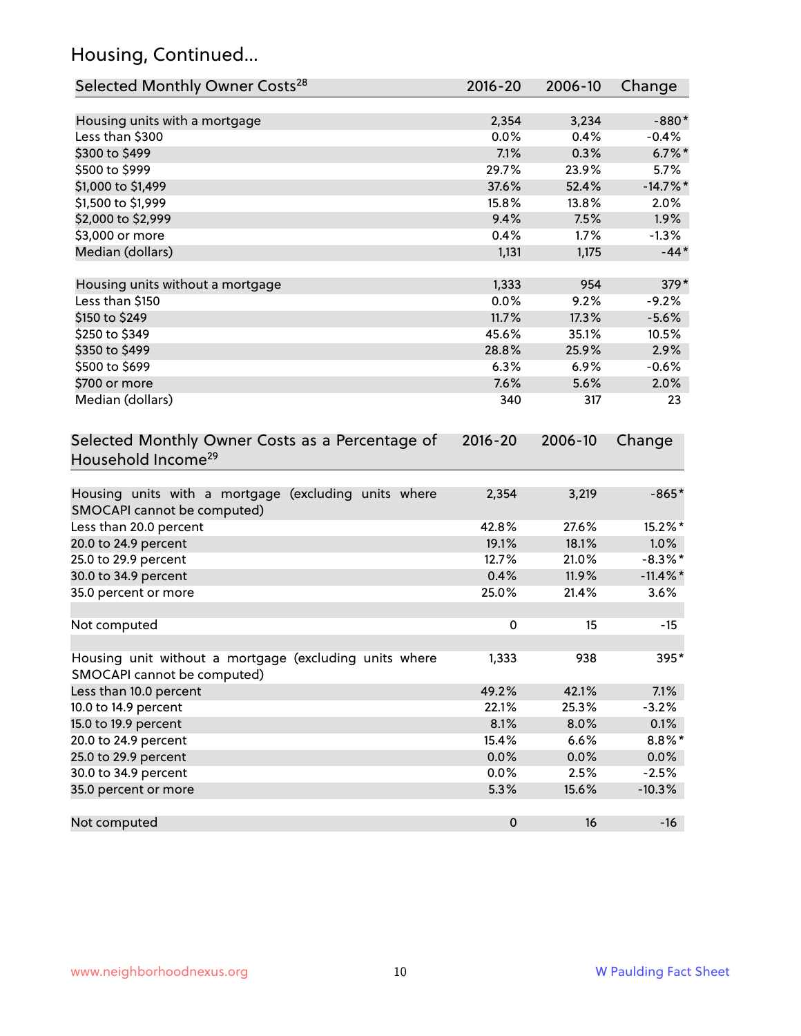## Housing, Continued...

| Selected Monthly Owner Costs[28] | 2016-20 | 2006-10 | Change |
|---|---|---|---|
| Housing units with a mortgage | 2,354 | 3,234 | -880* |
| Less than $300 | 0.0% | 0.4% | -0.4% |
| $300 to $499 | 7.1% | 0.3% | 6.7%* |
| $500 to $999 | 29.7% | 23.9% | 5.7% |
| $1,000 to $1,499 | 37.6% | 52.4% | -14.7%* |
| $1,500 to $1,999 | 15.8% | 13.8% | 2.0% |
| $2,000 to $2,999 | 9.4% | 7.5% | 1.9% |
| $3,000 or more | 0.4% | 1.7% | -1.3% |
| Median (dollars) | 1,131 | 1,175 | -44* |
| | | | |
| Housing units without a mortgage | 1,333 | 954 | 379* |
| Less than $150 | 0.0% | 9.2% | -9.2% |
| $150 to $249 | 11.7% | 17.3% | -5.6% |
| $250 to $349 | 45.6% | 35.1% | 10.5% |
| $350 to $499 | 28.8% | 25.9% | 2.9% |
| $500 to $699 | 6.3% | 6.9% | -0.6% |
| $700 or more | 7.6% | 5.6% | 2.0% |
| Median (dollars) | 340 | 317 | 23 |

| Selected Monthly Owner Costs as a Percentage of Household Income[29] | 2016-20 | 2006-10 | Change |
|---|---|---|---|
| Housing units with a mortgage (excluding units where SMOCAPI cannot be computed) | 2,354 | 3,219 | -865* |
| Less than 20.0 percent | 42.8% | 27.6% | 15.2%* |
| 20.0 to 24.9 percent | 19.1% | 18.1% | 1.0% |
| 25.0 to 29.9 percent | 12.7% | 21.0% | -8.3%* |
| 30.0 to 34.9 percent | 0.4% | 11.9% | -11.4%* |
| 35.0 percent or more | 25.0% | 21.4% | 3.6% |
| | | | |
| Not computed | 0 | 15 | -15 |
| | | | |
| Housing unit without a mortgage (excluding units where SMOCAPI cannot be computed) | 1,333 | 938 | 395* |
| Less than 10.0 percent | 49.2% | 42.1% | 7.1% |
| 10.0 to 14.9 percent | 22.1% | 25.3% | -3.2% |
| 15.0 to 19.9 percent | 8.1% | 8.0% | 0.1% |
| 20.0 to 24.9 percent | 15.4% | 6.6% | 8.8%* |
| 25.0 to 29.9 percent | 0.0% | 0.0% | 0.0% |
| 30.0 to 34.9 percent | 0.0% | 2.5% | -2.5% |
| 35.0 percent or more | 5.3% | 15.6% | -10.3% |
| | | | |
| Not computed | 0 | 16 | -16 |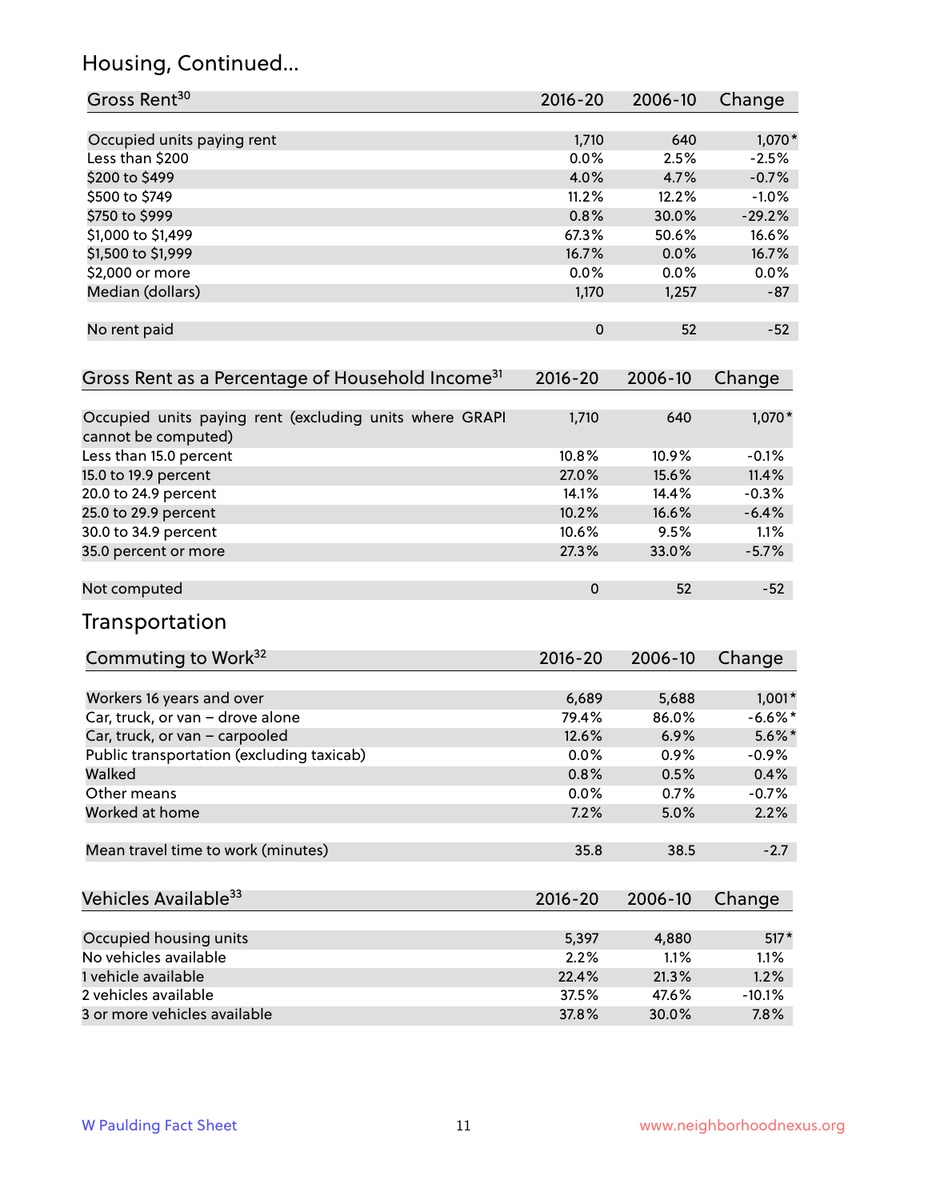## Housing, Continued...

| Gross Rent[30] | 2016-20 | 2006-10 | Change |
|---|---|---|---|
| Occupied units paying rent | 1,710 | 640 | 1,070* |
| Less than $200 | 0.0% | 2.5% | -2.5% |
| $200 to $499 | 4.0% | 4.7% | -0.7% |
| $500 to $749 | 11.2% | 12.2% | -1.0% |
| $750 to $999 | 0.8% | 30.0% | -29.2% |
| $1,000 to $1,499 | 67.3% | 50.6% | 16.6% |
| $1,500 to $1,999 | 16.7% | 0.0% | 16.7% |
| $2,000 or more | 0.0% | 0.0% | 0.0% |
| Median (dollars) | 1,170 | 1,257 | -87 |
| No rent paid | 0 | 52 | -52 |

| Gross Rent as a Percentage of Household Income[31] | 2016-20 | 2006-10 | Change |
|---|---|---|---|
| Occupied units paying rent (excluding units where GRAPI cannot be computed) | 1,710 | 640 | 1,070* |
| Less than 15.0 percent | 10.8% | 10.9% | -0.1% |
| 15.0 to 19.9 percent | 27.0% | 15.6% | 11.4% |
| 20.0 to 24.9 percent | 14.1% | 14.4% | -0.3% |
| 25.0 to 29.9 percent | 10.2% | 16.6% | -6.4% |
| 30.0 to 34.9 percent | 10.6% | 9.5% | 1.1% |
| 35.0 percent or more | 27.3% | 33.0% | -5.7% |
| Not computed | 0 | 52 | -52 |

## Transportation

| Commuting to Work[32] | 2016-20 | 2006-10 | Change |
|---|---|---|---|
| Workers 16 years and over | 6,689 | 5,688 | 1,001* |
| Car, truck, or van – drove alone | 79.4% | 86.0% | -6.6%* |
| Car, truck, or van – carpooled | 12.6% | 6.9% | 5.6%* |
| Public transportation (excluding taxicab) | 0.0% | 0.9% | -0.9% |
| Walked | 0.8% | 0.5% | 0.4% |
| Other means | 0.0% | 0.7% | -0.7% |
| Worked at home | 7.2% | 5.0% | 2.2% |
| Mean travel time to work (minutes) | 35.8 | 38.5 | -2.7 |

| Vehicles Available[33] | 2016-20 | 2006-10 | Change |
|---|---|---|---|
| Occupied housing units | 5,397 | 4,880 | 517* |
| No vehicles available | 2.2% | 1.1% | 1.1% |
| 1 vehicle available | 22.4% | 21.3% | 1.2% |
| 2 vehicles available | 37.5% | 47.6% | -10.1% |
| 3 or more vehicles available | 37.8% | 30.0% | 7.8% |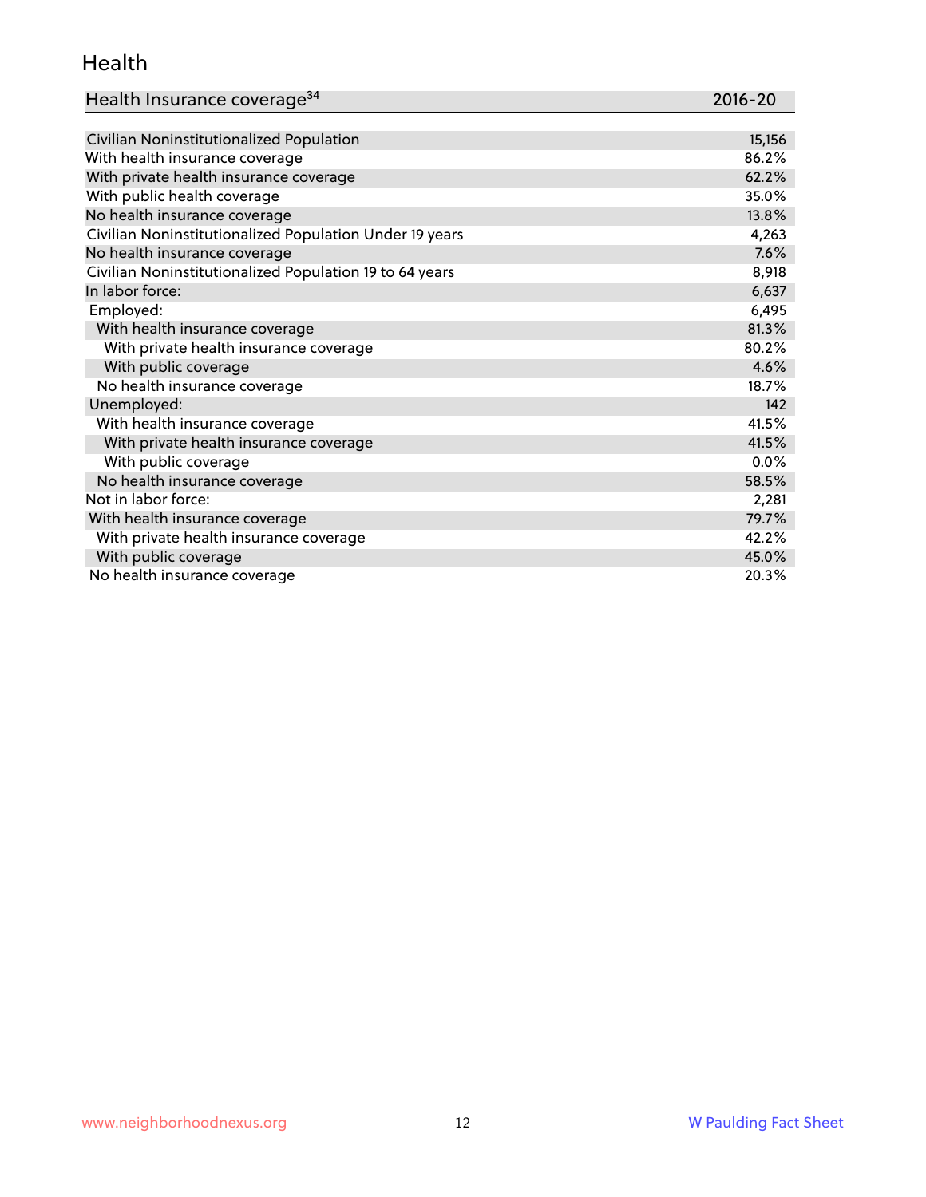# Health

| Health Insurance coverage[34] | 2016-20 |
|---|---|
| Civilian Noninstitutionalized Population | 15,156 |
| With health insurance coverage | 86.2% |
| With private health insurance coverage | 62.2% |
| With public health coverage | 35.0% |
| No health insurance coverage | 13.8% |
| Civilian Noninstitutionalized Population Under 19 years | 4,263 |
| No health insurance coverage | 7.6% |
| Civilian Noninstitutionalized Population 19 to 64 years | 8,918 |
| In labor force: | 6,637 |
| Employed: | 6,495 |
| With health insurance coverage | 81.3% |
| With private health insurance coverage | 80.2% |
| With public coverage | 4.6% |
| No health insurance coverage | 18.7% |
| Unemployed: | 142 |
| With health insurance coverage | 41.5% |
| With private health insurance coverage | 41.5% |
| With public coverage | 0.0% |
| No health insurance coverage | 58.5% |
| Not in labor force: | 2,281 |
| With health insurance coverage | 79.7% |
| With private health insurance coverage | 42.2% |
| With public coverage | 45.0% |
| No health insurance coverage | 20.3% |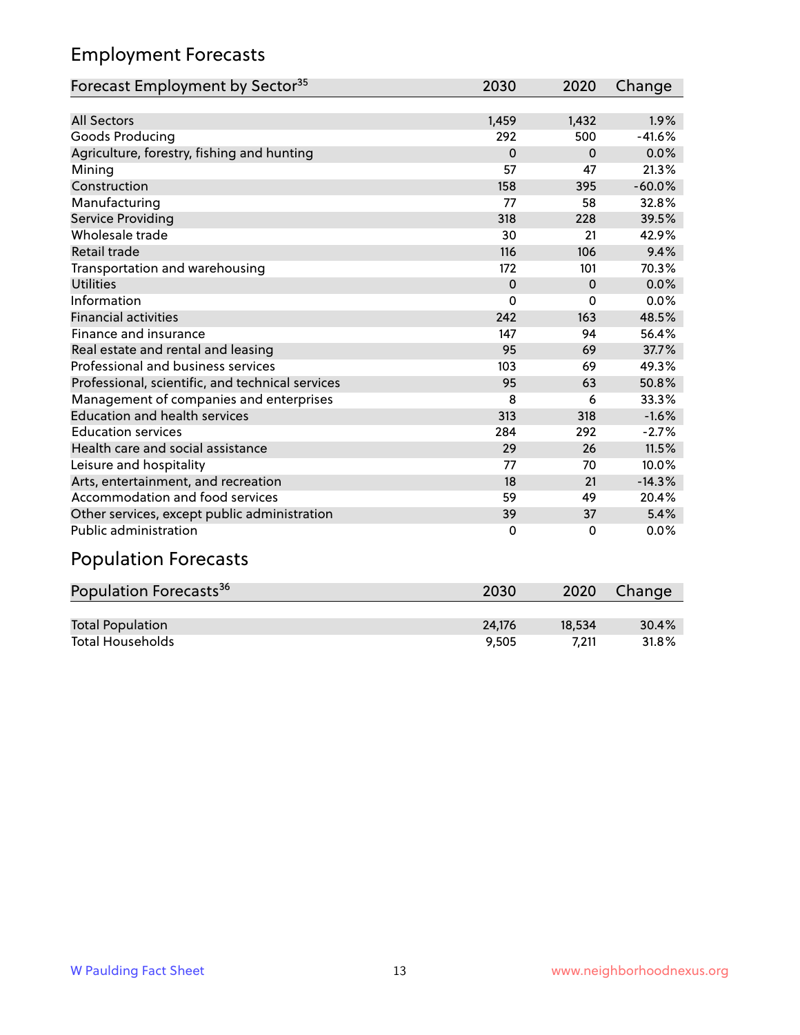## Employment Forecasts

| Forecast Employment by Sector[35] | 2030 | 2020 | Change |
|---|---|---|---|
| All Sectors | 1,459 | 1,432 | 1.9% |
| Goods Producing | 292 | 500 | -41.6% |
| Agriculture, forestry, fishing and hunting | 0 | 0 | 0.0% |
| Mining | 57 | 47 | 21.3% |
| Construction | 158 | 395 | -60.0% |
| Manufacturing | 77 | 58 | 32.8% |
| Service Providing | 318 | 228 | 39.5% |
| Wholesale trade | 30 | 21 | 42.9% |
| Retail trade | 116 | 106 | 9.4% |
| Transportation and warehousing | 172 | 101 | 70.3% |
| Utilities | 0 | 0 | 0.0% |
| Information | 0 | 0 | 0.0% |
| Financial activities | 242 | 163 | 48.5% |
| Finance and insurance | 147 | 94 | 56.4% |
| Real estate and rental and leasing | 95 | 69 | 37.7% |
| Professional and business services | 103 | 69 | 49.3% |
| Professional, scientific, and technical services | 95 | 63 | 50.8% |
| Management of companies and enterprises | 8 | 6 | 33.3% |
| Education and health services | 313 | 318 | -1.6% |
| Education services | 284 | 292 | -2.7% |
| Health care and social assistance | 29 | 26 | 11.5% |
| Leisure and hospitality | 77 | 70 | 10.0% |
| Arts, entertainment, and recreation | 18 | 21 | -14.3% |
| Accommodation and food services | 59 | 49 | 20.4% |
| Other services, except public administration | 39 | 37 | 5.4% |
| Public administration | 0 | 0 | 0.0% |

## Population Forecasts

| Population Forecasts[36] | 2030 | 2020 | Change |
|---|---|---|---|
| Total Population | 24,176 | 18,534 | 30.4% |
| Total Households | 9,505 | 7,211 | 31.8% |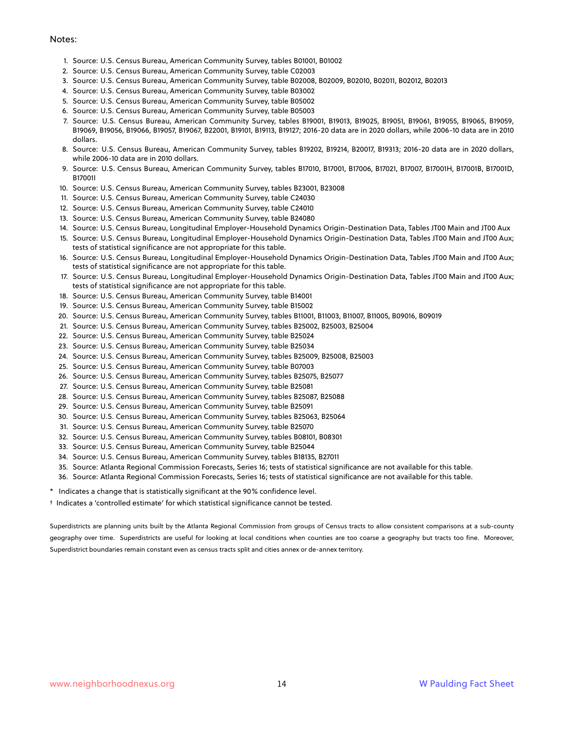Notes:

1. Source: U.S. Census Bureau, American Community Survey, tables B01001, B01002
2. Source: U.S. Census Bureau, American Community Survey, table C02003
3. Source: U.S. Census Bureau, American Community Survey, table B02008, B02009, B02010, B02011, B02012, B02013
4. Source: U.S. Census Bureau, American Community Survey, table B03002
5. Source: U.S. Census Bureau, American Community Survey, table B05002
6. Source: U.S. Census Bureau, American Community Survey, table B05003
7. Source: U.S. Census Bureau, American Community Survey, tables B19001, B19013, B19025, B19051, B19061, B19055, B19065, B19059, B19069, B19056, B19066, B19057, B19067, B22001, B19101, B19113, B19127; 2016-20 data are in 2020 dollars, while 2006-10 data are in 2010 dollars.
8. Source: U.S. Census Bureau, American Community Survey, tables B19202, B19214, B20017, B19313; 2016-20 data are in 2020 dollars, while 2006-10 data are in 2010 dollars.
9. Source: U.S. Census Bureau, American Community Survey, tables B17010, B17001, B17006, B17021, B17007, B17001H, B17001B, B17001D, B17001I
10. Source: U.S. Census Bureau, American Community Survey, tables B23001, B23008
11. Source: U.S. Census Bureau, American Community Survey, table C24030
12. Source: U.S. Census Bureau, American Community Survey, table C24010
13. Source: U.S. Census Bureau, American Community Survey, table B24080
14. Source: U.S. Census Bureau, Longitudinal Employer-Household Dynamics Origin-Destination Data, Tables JT00 Main and JT00 Aux
15. Source: U.S. Census Bureau, Longitudinal Employer-Household Dynamics Origin-Destination Data, Tables JT00 Main and JT00 Aux; tests of statistical significance are not appropriate for this table.
16. Source: U.S. Census Bureau, Longitudinal Employer-Household Dynamics Origin-Destination Data, Tables JT00 Main and JT00 Aux; tests of statistical significance are not appropriate for this table.
17. Source: U.S. Census Bureau, Longitudinal Employer-Household Dynamics Origin-Destination Data, Tables JT00 Main and JT00 Aux; tests of statistical significance are not appropriate for this table.
18. Source: U.S. Census Bureau, American Community Survey, table B14001
19. Source: U.S. Census Bureau, American Community Survey, table B15002
20. Source: U.S. Census Bureau, American Community Survey, tables B11001, B11003, B11007, B11005, B09016, B09019
21. Source: U.S. Census Bureau, American Community Survey, tables B25002, B25003, B25004
22. Source: U.S. Census Bureau, American Community Survey, table B25024
23. Source: U.S. Census Bureau, American Community Survey, table B25034
24. Source: U.S. Census Bureau, American Community Survey, tables B25009, B25008, B25003
25. Source: U.S. Census Bureau, American Community Survey, table B07003
26. Source: U.S. Census Bureau, American Community Survey, tables B25075, B25077
27. Source: U.S. Census Bureau, American Community Survey, table B25081
28. Source: U.S. Census Bureau, American Community Survey, tables B25087, B25088
29. Source: U.S. Census Bureau, American Community Survey, table B25091
30. Source: U.S. Census Bureau, American Community Survey, tables B25063, B25064
31. Source: U.S. Census Bureau, American Community Survey, table B25070
32. Source: U.S. Census Bureau, American Community Survey, tables B08101, B08301
33. Source: U.S. Census Bureau, American Community Survey, table B25044
34. Source: U.S. Census Bureau, American Community Survey, tables B18135, B27011
35. Source: Atlanta Regional Commission Forecasts, Series 16; tests of statistical significance are not available for this table.
36. Source: Atlanta Regional Commission Forecasts, Series 16; tests of statistical significance are not available for this table.

\* Indicates a change that is statistically significant at the 90% confidence level.

† Indicates a 'controlled estimate' for which statistical significance cannot be tested.

Superdistricts are planning units built by the Atlanta Regional Commission from groups of Census tracts to allow consistent comparisons at a sub-county geography over time. Superdistricts are useful for looking at local conditions when counties are too coarse a geography but tracts too fine. Moreover, Superdistrict boundaries remain constant even as census tracts split and cities annex or de-annex territory.